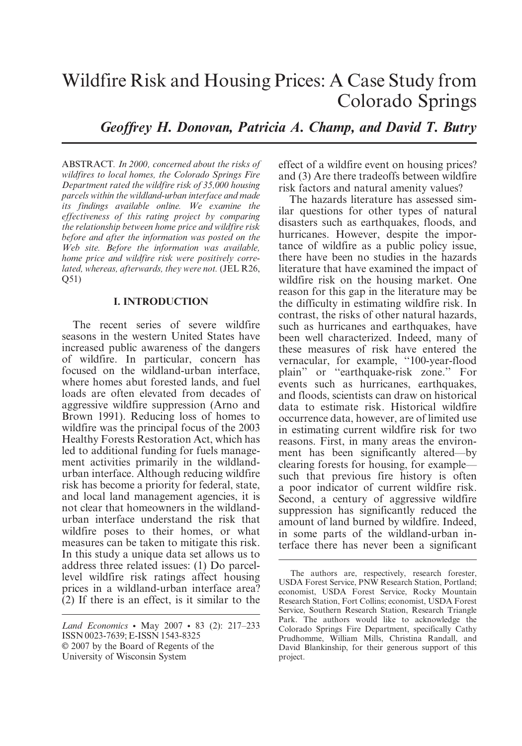# Wildfire Risk and Housing Prices: A Case Study from Colorado Springs

***Geoffrey H. Donovan, Patricia A. Champ, and David T. Butry***

ABSTRACT. *In 2000, concerned about the risks of wildfires to local homes, the Colorado Springs Fire Department rated the wildfire risk of 35,000 housing parcels within the wildland-urban interface and made its findings available online. We examine the effectiveness of this rating project by comparing the relationship between home price and wildfire risk before and after the information was posted on the Web site. Before the information was available, home price and wildfire risk were positively correlated, whereas, afterwards, they were not.* (JEL R26, Q51)

## I. INTRODUCTION

The recent series of severe wildfire seasons in the western United States have increased public awareness of the dangers of wildfire. In particular, concern has focused on the wildland-urban interface, where homes abut forested lands, and fuel loads are often elevated from decades of aggressive wildfire suppression (Arno and Brown 1991). Reducing loss of homes to wildfire was the principal focus of the 2003 Healthy Forests Restoration Act, which has led to additional funding for fuels management activities primarily in the wildland-urban interface. Although reducing wildfire risk has become a priority for federal, state, and local land management agencies, it is not clear that homeowners in the wildland-urban interface understand the risk that wildfire poses to their homes, or what measures can be taken to mitigate this risk. In this study a unique data set allows us to address three related issues: (1) Do parcel-level wildfire risk ratings affect housing prices in a wildland-urban interface area? (2) If there is an effect, is it similar to the effect of a wildfire event on housing prices? and (3) Are there tradeoffs between wildfire risk factors and natural amenity values?

The hazards literature has assessed similar questions for other types of natural disasters such as earthquakes, floods, and hurricanes. However, despite the importance of wildfire as a public policy issue, there have been no studies in the hazards literature that have examined the impact of wildfire risk on the housing market. One reason for this gap in the literature may be the difficulty in estimating wildfire risk. In contrast, the risks of other natural hazards, such as hurricanes and earthquakes, have been well characterized. Indeed, many of these measures of risk have entered the vernacular, for example, "100-year-flood plain" or "earthquake-risk zone." For events such as hurricanes, earthquakes, and floods, scientists can draw on historical data to estimate risk. Historical wildfire occurrence data, however, are of limited use in estimating current wildfire risk for two reasons. First, in many areas the environment has been significantly altered—by clearing forests for housing, for example—such that previous fire history is often a poor indicator of current wildfire risk. Second, a century of aggressive wildfire suppression has significantly reduced the amount of land burned by wildfire. Indeed, in some parts of the wildland-urban interface there has never been a significant

---

*Land Economics* • May 2007 • 83 (2): 217–233
ISSN 0023-7639; E-ISSN 1543-8325
© 2007 by the Board of Regents of the University of Wisconsin System

The authors are, respectively, research forester, USDA Forest Service, PNW Research Station, Portland; economist, USDA Forest Service, Rocky Mountain Research Station, Fort Collins; economist, USDA Forest Service, Southern Research Station, Research Triangle Park. The authors would like to acknowledge the Colorado Springs Fire Department, specifically Cathy Prudhomme, William Mills, Christina Randall, and David Blankinship, for their generous support of this project.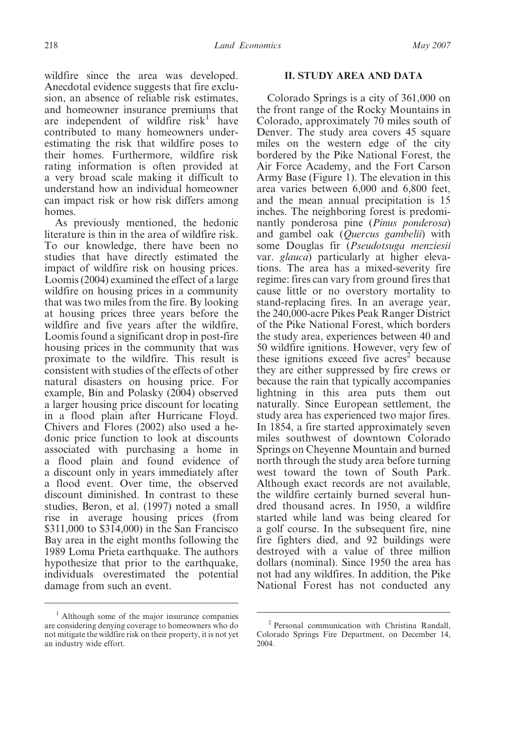wildfire since the area was developed. Anecdotal evidence suggests that fire exclusion, an absence of reliable risk estimates, and homeowner insurance premiums that are independent of wildfire risk[1] have contributed to many homeowners underestimating the risk that wildfire poses to their homes. Furthermore, wildfire risk rating information is often provided at a very broad scale making it difficult to understand how an individual homeowner can impact risk or how risk differs among homes.

As previously mentioned, the hedonic literature is thin in the area of wildfire risk. To our knowledge, there have been no studies that have directly estimated the impact of wildfire risk on housing prices. Loomis (2004) examined the effect of a large wildfire on housing prices in a community that was two miles from the fire. By looking at housing prices three years before the wildfire and five years after the wildfire, Loomis found a significant drop in post-fire housing prices in the community that was proximate to the wildfire. This result is consistent with studies of the effects of other natural disasters on housing price. For example, Bin and Polasky (2004) observed a larger housing price discount for locating in a flood plain after Hurricane Floyd. Chivers and Flores (2002) also used a hedonic price function to look at discounts associated with purchasing a home in a flood plain and found evidence of a discount only in years immediately after a flood event. Over time, the observed discount diminished. In contrast to these studies, Beron, et al. (1997) noted a small rise in average housing prices (from \$311,000 to \$314,000) in the San Francisco Bay area in the eight months following the 1989 Loma Prieta earthquake. The authors hypothesize that prior to the earthquake, individuals overestimated the potential damage from such an event.

## II. STUDY AREA AND DATA

Colorado Springs is a city of 361,000 on the front range of the Rocky Mountains in Colorado, approximately 70 miles south of Denver. The study area covers 45 square miles on the western edge of the city bordered by the Pike National Forest, the Air Force Academy, and the Fort Carson Army Base (Figure 1). The elevation in this area varies between 6,000 and 6,800 feet, and the mean annual precipitation is 15 inches. The neighboring forest is predominantly ponderosa pine (*Pinus ponderosa*) and gambel oak (*Quercus gambelii*) with some Douglas fir (*Pseudotsuga menziesii* var. *glauca*) particularly at higher elevations. The area has a mixed-severity fire regime: fires can vary from ground fires that cause little or no overstory mortality to stand-replacing fires. In an average year, the 240,000-acre Pikes Peak Ranger District of the Pike National Forest, which borders the study area, experiences between 40 and 50 wildfire ignitions. However, very few of these ignitions exceed five acres[2] because they are either suppressed by fire crews or because the rain that typically accompanies lightning in this area puts them out naturally. Since European settlement, the study area has experienced two major fires. In 1854, a fire started approximately seven miles southwest of downtown Colorado Springs on Cheyenne Mountain and burned north through the study area before turning west toward the town of South Park. Although exact records are not available, the wildfire certainly burned several hundred thousand acres. In 1950, a wildfire started while land was being cleared for a golf course. In the subsequent fire, nine fire fighters died, and 92 buildings were destroyed with a value of three million dollars (nominal). Since 1950 the area has not had any wildfires. In addition, the Pike National Forest has not conducted any

---

[1] Although some of the major insurance companies are considering denying coverage to homeowners who do not mitigate the wildfire risk on their property, it is not yet an industry wide effort.

[2] Personal communication with Christina Randall, Colorado Springs Fire Department, on December 14, 2004.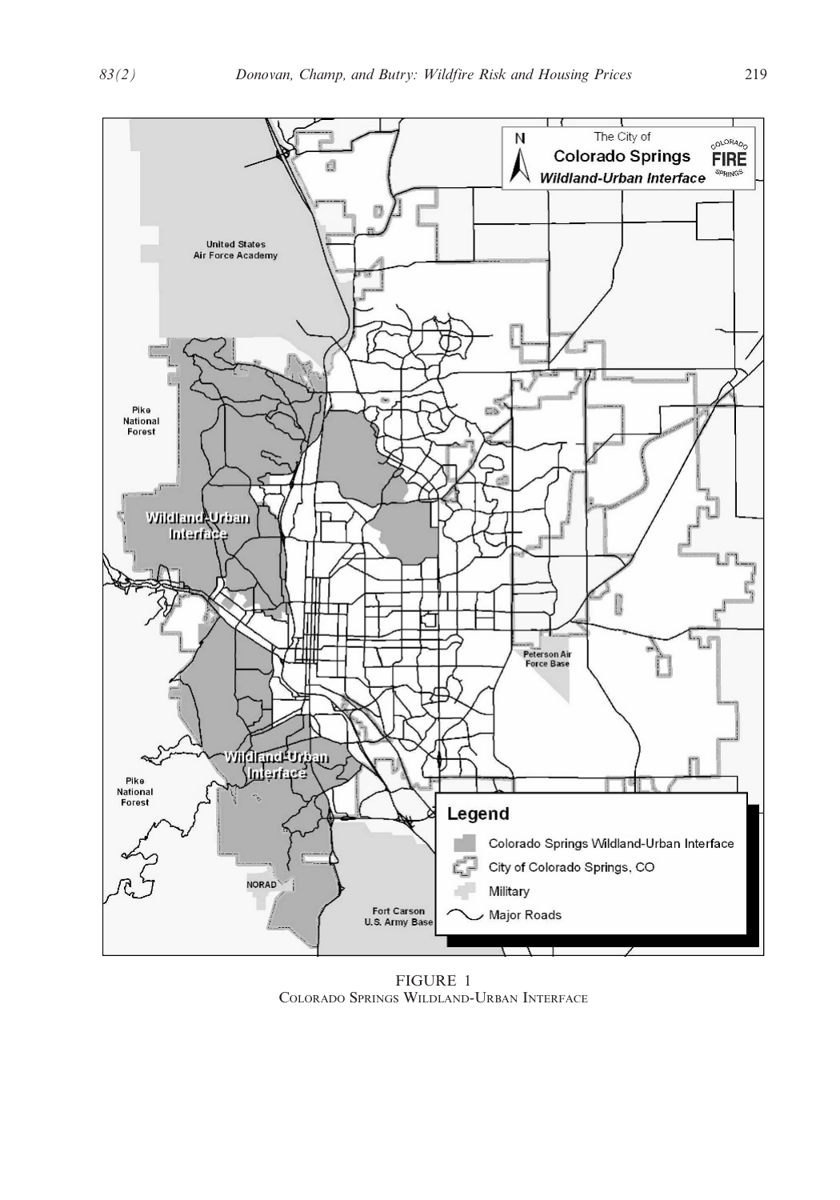FIGURE 1
Colorado Springs Wildland-Urban Interface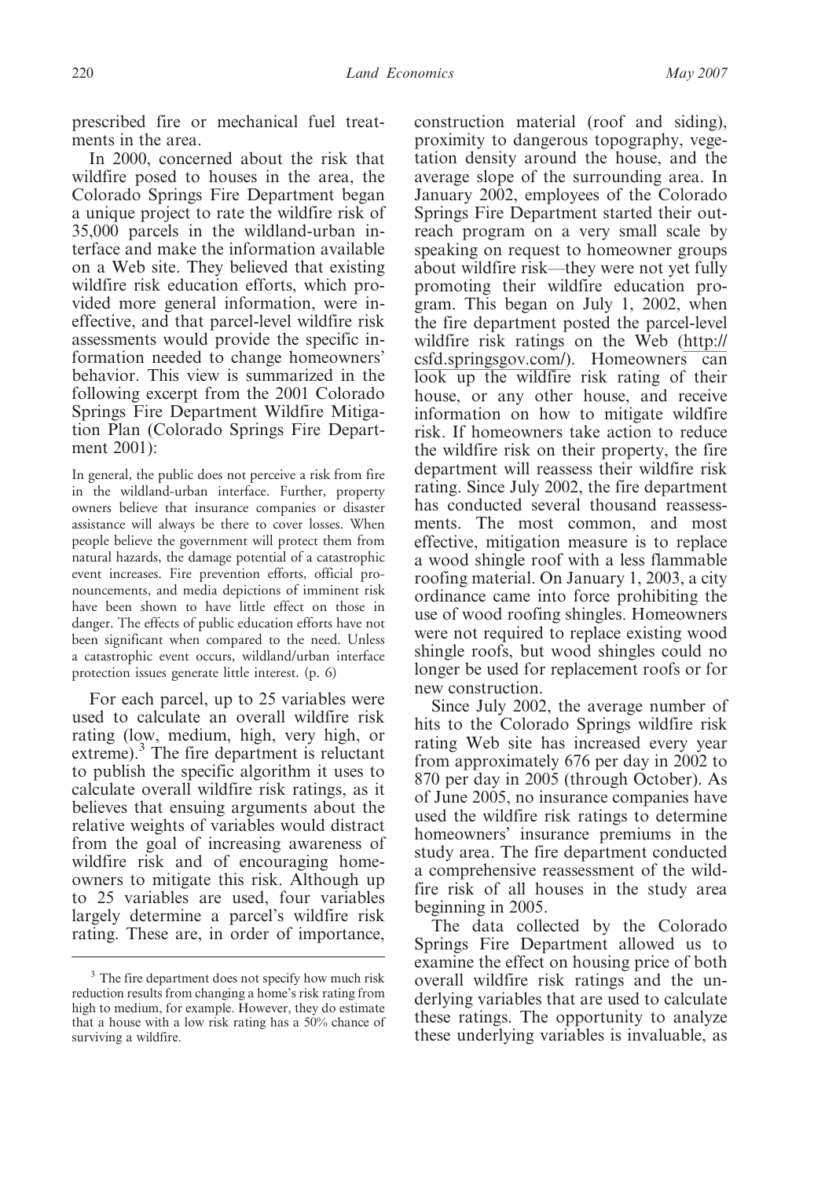prescribed fire or mechanical fuel treatments in the area.

In 2000, concerned about the risk that wildfire posed to houses in the area, the Colorado Springs Fire Department began a unique project to rate the wildfire risk of 35,000 parcels in the wildland-urban interface and make the information available on a Web site. They believed that existing wildfire risk education efforts, which provided more general information, were ineffective, and that parcel-level wildfire risk assessments would provide the specific information needed to change homeowners' behavior. This view is summarized in the following excerpt from the 2001 Colorado Springs Fire Department Wildfire Mitigation Plan (Colorado Springs Fire Department 2001):

> In general, the public does not perceive a risk from fire in the wildland-urban interface. Further, property owners believe that insurance companies or disaster assistance will always be there to cover losses. When people believe the government will protect them from natural hazards, the damage potential of a catastrophic event increases. Fire prevention efforts, official pronouncements, and media depictions of imminent risk have been shown to have little effect on those in danger. The effects of public education efforts have not been significant when compared to the need. Unless a catastrophic event occurs, wildland/urban interface protection issues generate little interest. (p. 6)

For each parcel, up to 25 variables were used to calculate an overall wildfire risk rating (low, medium, high, very high, or extreme).[3] The fire department is reluctant to publish the specific algorithm it uses to calculate overall wildfire risk ratings, as it believes that ensuing arguments about the relative weights of variables would distract from the goal of increasing awareness of wildfire risk and of encouraging homeowners to mitigate this risk. Although up to 25 variables are used, four variables largely determine a parcel's wildfire risk rating. These are, in order of importance, construction material (roof and siding), proximity to dangerous topography, vegetation density around the house, and the average slope of the surrounding area. In January 2002, employees of the Colorado Springs Fire Department started their outreach program on a very small scale by speaking on request to homeowner groups about wildfire risk—they were not yet fully promoting their wildfire education program. This began on July 1, 2002, when the fire department posted the parcel-level wildfire risk ratings on the Web (http://csfd.springsgov.com/). Homeowners can look up the wildfire risk rating of their house, or any other house, and receive information on how to mitigate wildfire risk. If homeowners take action to reduce the wildfire risk on their property, the fire department will reassess their wildfire risk rating. Since July 2002, the fire department has conducted several thousand reassessments. The most common, and most effective, mitigation measure is to replace a wood shingle roof with a less flammable roofing material. On January 1, 2003, a city ordinance came into force prohibiting the use of wood roofing shingles. Homeowners were not required to replace existing wood shingle roofs, but wood shingles could no longer be used for replacement roofs or for new construction.

Since July 2002, the average number of hits to the Colorado Springs wildfire risk rating Web site has increased every year from approximately 676 per day in 2002 to 870 per day in 2005 (through October). As of June 2005, no insurance companies have used the wildfire risk ratings to determine homeowners' insurance premiums in the study area. The fire department conducted a comprehensive reassessment of the wildfire risk of all houses in the study area beginning in 2005.

The data collected by the Colorado Springs Fire Department allowed us to examine the effect on housing price of both overall wildfire risk ratings and the underlying variables that are used to calculate these ratings. The opportunity to analyze these underlying variables is invaluable, as

[3] The fire department does not specify how much risk reduction results from changing a home's risk rating from high to medium, for example. However, they do estimate that a house with a low risk rating has a 50% chance of surviving a wildfire.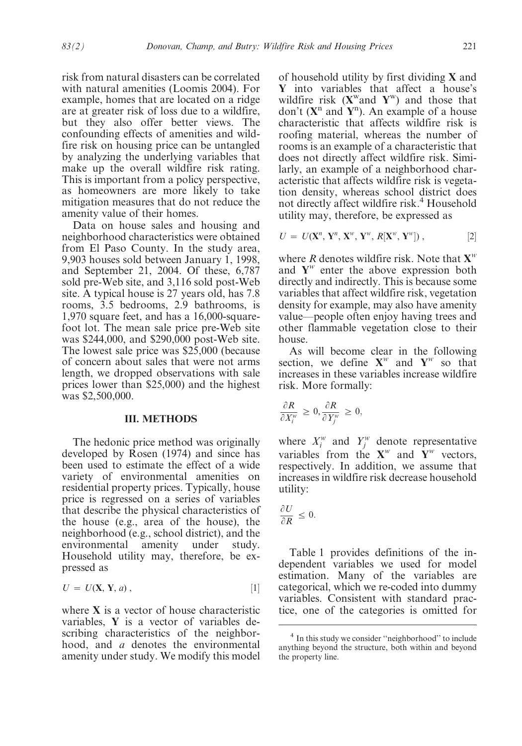risk from natural disasters can be correlated with natural amenities (Loomis 2004). For example, homes that are located on a ridge are at greater risk of loss due to a wildfire, but they also offer better views. The confounding effects of amenities and wildfire risk on housing price can be untangled by analyzing the underlying variables that make up the overall wildfire risk rating. This is important from a policy perspective, as homeowners are more likely to take mitigation measures that do not reduce the amenity value of their homes.

Data on house sales and housing and neighborhood characteristics were obtained from El Paso County. In the study area, 9,903 houses sold between January 1, 1998, and September 21, 2004. Of these, 6,787 sold pre-Web site, and 3,116 sold post-Web site. A typical house is 27 years old, has 7.8 rooms, 3.5 bedrooms, 2.9 bathrooms, is 1,970 square feet, and has a 16,000-square-foot lot. The mean sale price pre-Web site was $244,000, and $290,000 post-Web site. The lowest sale price was $25,000 (because of concern about sales that were not arms length, we dropped observations with sale prices lower than $25,000) and the highest was $2,500,000.

## III. METHODS

The hedonic price method was originally developed by Rosen (1974) and since has been used to estimate the effect of a wide variety of environmental amenities on residential property prices. Typically, house price is regressed on a series of variables that describe the physical characteristics of the house (e.g., area of the house), the neighborhood (e.g., school district), and the environmental amenity under study. Household utility may, therefore, be expressed as

$$U = U(\mathbf{X}, \mathbf{Y}, a), \qquad [1]$$

where $\mathbf{X}$ is a vector of house characteristic variables, $\mathbf{Y}$ is a vector of variables describing characteristics of the neighborhood, and $a$ denotes the environmental amenity under study. We modify this model of household utility by first dividing $\mathbf{X}$ and $\mathbf{Y}$ into variables that affect a house's wildfire risk ($\mathbf{X}^w$and $\mathbf{Y}^w$) and those that don't ($\mathbf{X}^n$ and $\mathbf{Y}^n$). An example of a house characteristic that affects wildfire risk is roofing material, whereas the number of rooms is an example of a characteristic that does not directly affect wildfire risk. Similarly, an example of a neighborhood characteristic that affects wildfire risk is vegetation density, whereas school district does not directly affect wildfire risk.[4] Household utility may, therefore, be expressed as

$$U = U(\mathbf{X}^n, \mathbf{Y}^n, \mathbf{X}^w, \mathbf{Y}^w, R[\mathbf{X}^w, \mathbf{Y}^w]), \qquad [2]$$

where $R$ denotes wildfire risk. Note that $\mathbf{X}^w$ and $\mathbf{Y}^w$ enter the above expression both directly and indirectly. This is because some variables that affect wildfire risk, vegetation density for example, may also have amenity value—people often enjoy having trees and other flammable vegetation close to their house.

As will become clear in the following section, we define $\mathbf{X}^w$ and $\mathbf{Y}^w$ so that increases in these variables increase wildfire risk. More formally:

$$\frac{\partial R}{\partial X_i^w} \geq 0, \frac{\partial R}{\partial Y_j^w} \geq 0,$$

where $X_i^w$ and $Y_j^w$ denote representative variables from the $\mathbf{X}^w$ and $\mathbf{Y}^w$ vectors, respectively. In addition, we assume that increases in wildfire risk decrease household utility:

$$\frac{\partial U}{\partial R} \leq 0.$$

Table 1 provides definitions of the independent variables we used for model estimation. Many of the variables are categorical, which we re-coded into dummy variables. Consistent with standard practice, one of the categories is omitted for

[4] In this study we consider "neighborhood" to include anything beyond the structure, both within and beyond the property line.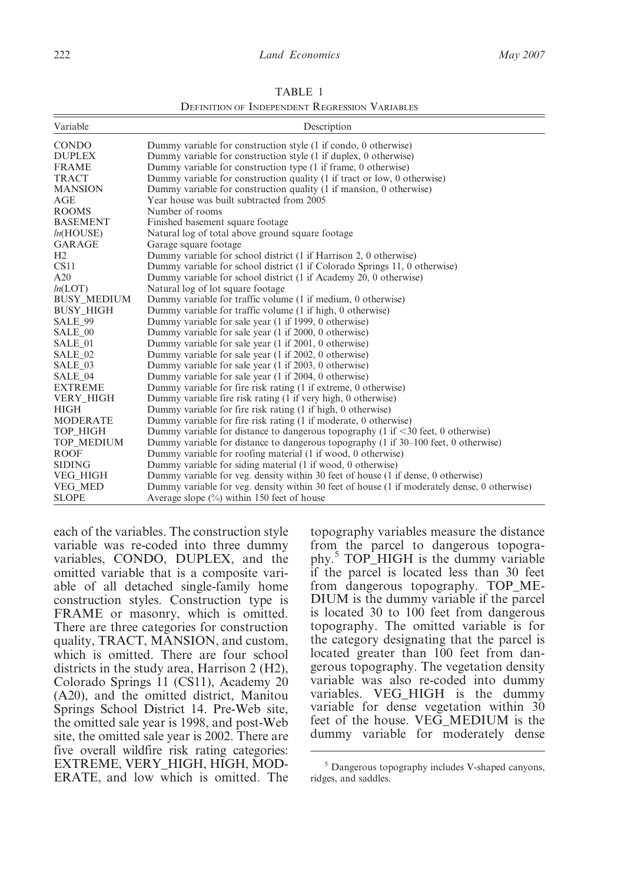TABLE 1

Definition of Independent Regression Variables

| Variable | Description |
|---|---|
| CONDO | Dummy variable for construction style (1 if condo, 0 otherwise) |
| DUPLEX | Dummy variable for construction style (1 if duplex, 0 otherwise) |
| FRAME | Dummy variable for construction type (1 if frame, 0 otherwise) |
| TRACT | Dummy variable for construction quality (1 if tract or low, 0 otherwise) |
| MANSION | Dummy variable for construction quality (1 if mansion, 0 otherwise) |
| AGE | Year house was built subtracted from 2005 |
| ROOMS | Number of rooms |
| BASEMENT | Finished basement square footage |
| *ln*(HOUSE) | Natural log of total above ground square footage |
| GARAGE | Garage square footage |
| H2 | Dummy variable for school district (1 if Harrison 2, 0 otherwise) |
| CS11 | Dummy variable for school district (1 if Colorado Springs 11, 0 otherwise) |
| A20 | Dummy variable for school district (1 if Academy 20, 0 otherwise) |
| *ln*(LOT) | Natural log of lot square footage |
| BUSY_MEDIUM | Dummy variable for traffic volume (1 if medium, 0 otherwise) |
| BUSY_HIGH | Dummy variable for traffic volume (1 if high, 0 otherwise) |
| SALE_99 | Dummy variable for sale year (1 if 1999, 0 otherwise) |
| SALE_00 | Dummy variable for sale year (1 if 2000, 0 otherwise) |
| SALE_01 | Dummy variable for sale year (1 if 2001, 0 otherwise) |
| SALE_02 | Dummy variable for sale year (1 if 2002, 0 otherwise) |
| SALE_03 | Dummy variable for sale year (1 if 2003, 0 otherwise) |
| SALE_04 | Dummy variable for sale year (1 if 2004, 0 otherwise) |
| EXTREME | Dummy variable for fire risk rating (1 if extreme, 0 otherwise) |
| VERY_HIGH | Dummy variable fire risk rating (1 if very high, 0 otherwise) |
| HIGH | Dummy variable for fire risk rating (1 if high, 0 otherwise) |
| MODERATE | Dummy variable for fire risk rating (1 if moderate, 0 otherwise) |
| TOP_HIGH | Dummy variable for distance to dangerous topography (1 if <30 feet, 0 otherwise) |
| TOP_MEDIUM | Dummy variable for distance to dangerous topography (1 if 30–100 feet, 0 otherwise) |
| ROOF | Dummy variable for roofing material (1 if wood, 0 otherwise) |
| SIDING | Dummy variable for siding material (1 if wood, 0 otherwise) |
| VEG_HIGH | Dummy variable for veg. density within 30 feet of house (1 if dense, 0 otherwise) |
| VEG_MED | Dummy variable for veg. density within 30 feet of house (1 if moderately dense, 0 otherwise) |
| SLOPE | Average slope (%) within 150 feet of house |

each of the variables. The construction style variable was re-coded into three dummy variables, CONDO, DUPLEX, and the omitted variable that is a composite variable of all detached single-family home construction styles. Construction type is FRAME or masonry, which is omitted. There are three categories for construction quality, TRACT, MANSION, and custom, which is omitted. There are four school districts in the study area, Harrison 2 (H2), Colorado Springs 11 (CS11), Academy 20 (A20), and the omitted district, Manitou Springs School District 14. Pre-Web site, the omitted sale year is 1998, and post-Web site, the omitted sale year is 2002. There are five overall wildfire risk rating categories: EXTREME, VERY_HIGH, HIGH, MODERATE, and low which is omitted. The topography variables measure the distance from the parcel to dangerous topography.[5] TOP_HIGH is the dummy variable if the parcel is located less than 30 feet from dangerous topography. TOP_MEDIUM is the dummy variable if the parcel is located 30 to 100 feet from dangerous topography. The omitted variable is for the category designating that the parcel is located greater than 100 feet from dangerous topography. The vegetation density variable was also re-coded into dummy variables. VEG_HIGH is the dummy variable for dense vegetation within 30 feet of the house. VEG_MEDIUM is the dummy variable for moderately dense

[5] Dangerous topography includes V-shaped canyons, ridges, and saddles.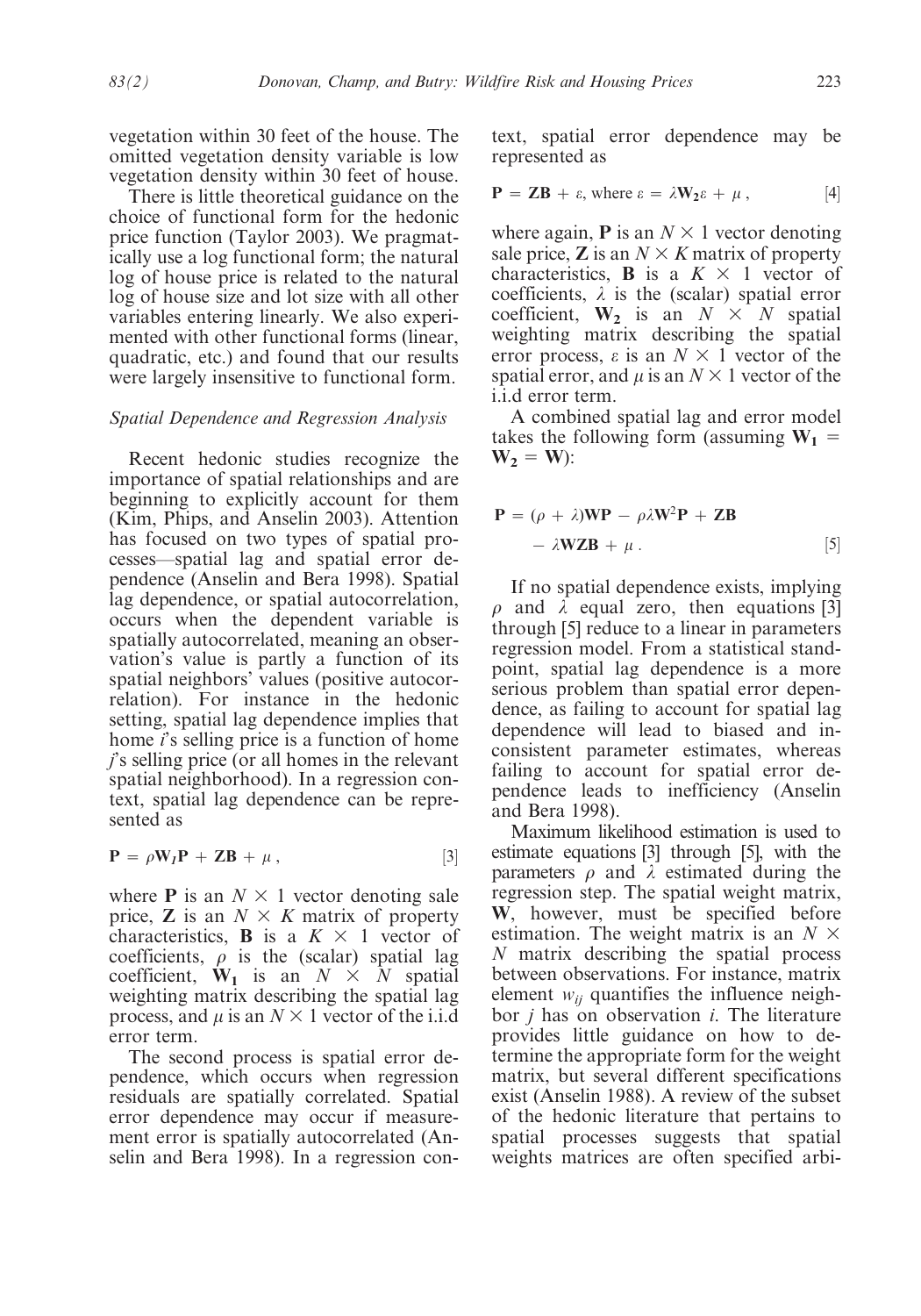vegetation within 30 feet of the house. The omitted vegetation density variable is low vegetation density within 30 feet of house.

There is little theoretical guidance on the choice of functional form for the hedonic price function (Taylor 2003). We pragmatically use a log functional form; the natural log of house price is related to the natural log of house size and lot size with all other variables entering linearly. We also experimented with other functional forms (linear, quadratic, etc.) and found that our results were largely insensitive to functional form.

### *Spatial Dependence and Regression Analysis*

Recent hedonic studies recognize the importance of spatial relationships and are beginning to explicitly account for them (Kim, Phips, and Anselin 2003). Attention has focused on two types of spatial processes—spatial lag and spatial error dependence (Anselin and Bera 1998). Spatial lag dependence, or spatial autocorrelation, occurs when the dependent variable is spatially autocorrelated, meaning an observation's value is partly a function of its spatial neighbors' values (positive autocorrelation). For instance in the hedonic setting, spatial lag dependence implies that home *i*'s selling price is a function of home *j*'s selling price (or all homes in the relevant spatial neighborhood). In a regression context, spatial lag dependence can be represented as

$$\mathbf{P} = \rho \mathbf{W}_1 \mathbf{P} + \mathbf{Z}\mathbf{B} + \mu, \qquad [3]$$

where $\mathbf{P}$ is an $N \times 1$ vector denoting sale price, $\mathbf{Z}$ is an $N \times K$ matrix of property characteristics, $\mathbf{B}$ is a $K \times 1$ vector of coefficients, $\rho$ is the (scalar) spatial lag coefficient, $\mathbf{W_1}$ is an $N \times N$ spatial weighting matrix describing the spatial lag process, and $\mu$ is an $N \times 1$ vector of the i.i.d error term.

The second process is spatial error dependence, which occurs when regression residuals are spatially correlated. Spatial error dependence may occur if measurement error is spatially autocorrelated (Anselin and Bera 1998). In a regression context, spatial error dependence may be represented as

$$\mathbf{P} = \mathbf{Z}\mathbf{B} + \varepsilon, \text{ where } \varepsilon = \lambda \mathbf{W_2} \varepsilon + \mu, \qquad [4]$$

where again, $\mathbf{P}$ is an $N \times 1$ vector denoting sale price, $\mathbf{Z}$ is an $N \times K$ matrix of property characteristics, $\mathbf{B}$ is a $K \times 1$ vector of coefficients, $\lambda$ is the (scalar) spatial error coefficient, $\mathbf{W_2}$ is an $N \times N$ spatial weighting matrix describing the spatial error process, $\varepsilon$ is an $N \times 1$ vector of the spatial error, and $\mu$ is an $N \times 1$ vector of the i.i.d error term.

A combined spatial lag and error model takes the following form (assuming $\mathbf{W_1} = \mathbf{W_2} = \mathbf{W}$):

$$\mathbf{P} = (\rho + \lambda)\mathbf{W}\mathbf{P} - \rho\lambda\mathbf{W}^2\mathbf{P} + \mathbf{Z}\mathbf{B} - \lambda\mathbf{W}\mathbf{Z}\mathbf{B} + \mu. \qquad [5]$$

If no spatial dependence exists, implying $\rho$ and $\lambda$ equal zero, then equations [3] through [5] reduce to a linear in parameters regression model. From a statistical standpoint, spatial lag dependence is a more serious problem than spatial error dependence, as failing to account for spatial lag dependence will lead to biased and inconsistent parameter estimates, whereas failing to account for spatial error dependence leads to inefficiency (Anselin and Bera 1998).

Maximum likelihood estimation is used to estimate equations [3] through [5], with the parameters $\rho$ and $\lambda$ estimated during the regression step. The spatial weight matrix, $\mathbf{W}$, however, must be specified before estimation. The weight matrix is an $N \times N$ matrix describing the spatial process between observations. For instance, matrix element $w_{ij}$ quantifies the influence neighbor $j$ has on observation $i$. The literature provides little guidance on how to determine the appropriate form for the weight matrix, but several different specifications exist (Anselin 1988). A review of the subset of the hedonic literature that pertains to spatial processes suggests that spatial weights matrices are often specified arbi-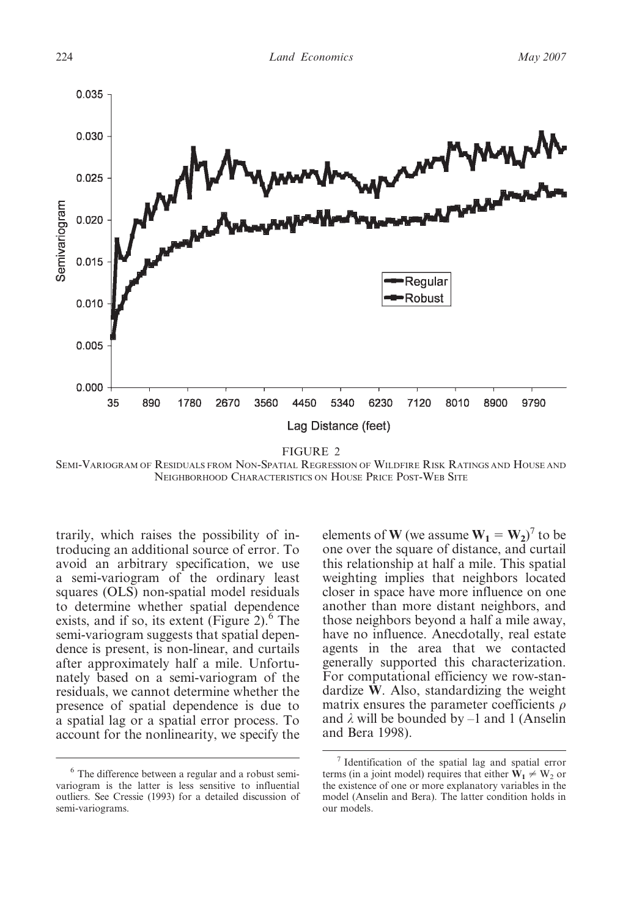FIGURE 2

SEMI-VARIOGRAM OF RESIDUALS FROM NON-SPATIAL REGRESSION OF WILDFIRE RISK RATINGS AND HOUSE AND NEIGHBORHOOD CHARACTERISTICS ON HOUSE PRICE POST-WEB SITE

trarily, which raises the possibility of introducing an additional source of error. To avoid an arbitrary specification, we use a semi-variogram of the ordinary least squares (OLS) non-spatial model residuals to determine whether spatial dependence exists, and if so, its extent (Figure 2).[6] The semi-variogram suggests that spatial dependence is present, is non-linear, and curtails after approximately half a mile. Unfortunately based on a semi-variogram of the residuals, we cannot determine whether the presence of spatial dependence is due to a spatial lag or a spatial error process. To account for the nonlinearity, we specify the elements of **W** (we assume $\mathbf{W_1} = \mathbf{W_2}$)[7] to be one over the square of distance, and curtail this relationship at half a mile. This spatial weighting implies that neighbors located closer in space have more influence on one another than more distant neighbors, and those neighbors beyond a half a mile away, have no influence. Anecdotally, real estate agents in the area that we contacted generally supported this characterization. For computational efficiency we row-standardize **W**. Also, standardizing the weight matrix ensures the parameter coefficients $\rho$ and $\lambda$ will be bounded by $-1$ and 1 (Anselin and Bera 1998).

[6] The difference between a regular and a robust semi-variogram is the latter is less sensitive to influential outliers. See Cressie (1993) for a detailed discussion of semi-variograms.

[7] Identification of the spatial lag and spatial error terms (in a joint model) requires that either $\mathbf{W_1} \neq W_2$ or the existence of one or more explanatory variables in the model (Anselin and Bera). The latter condition holds in our models.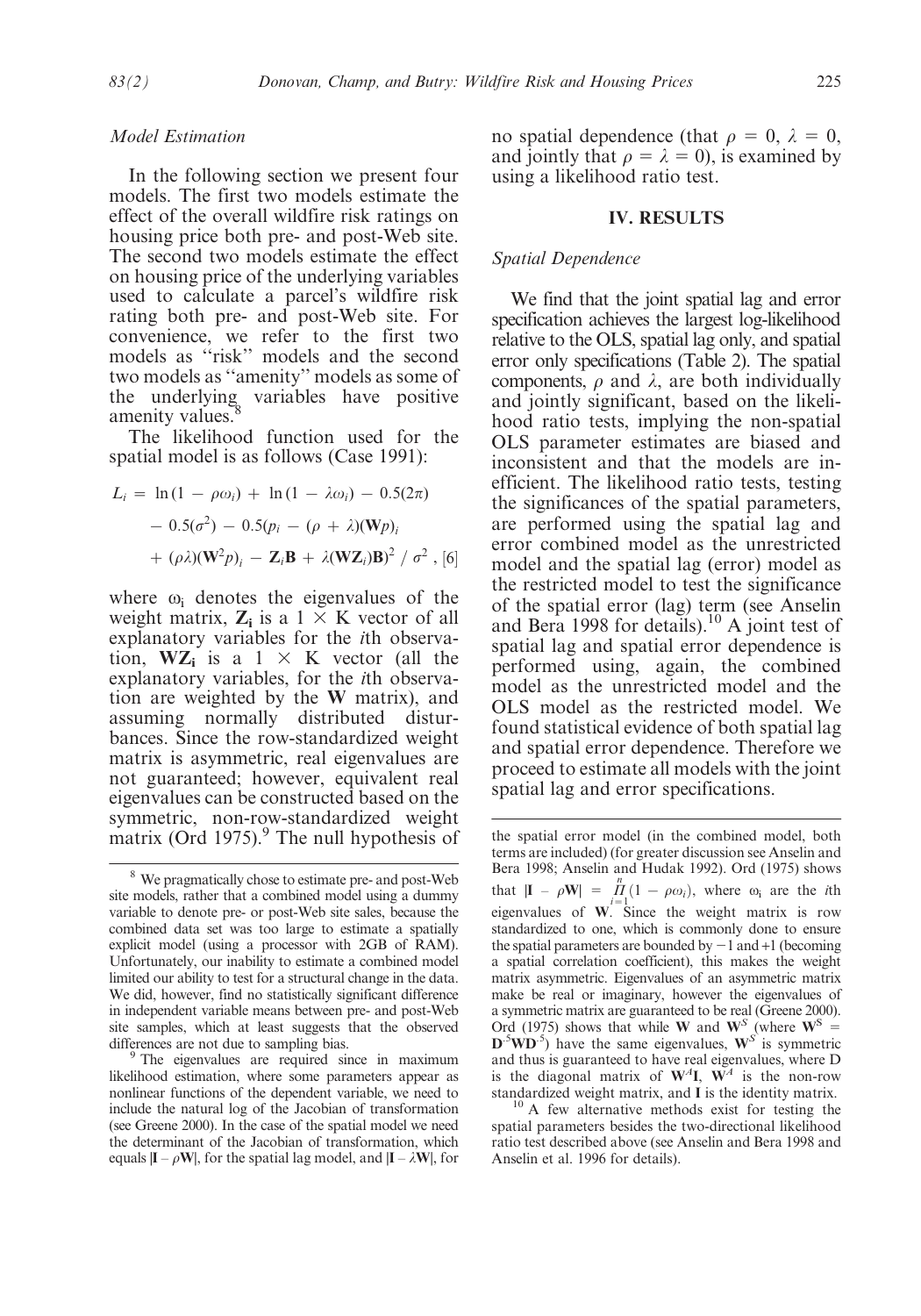### *Model Estimation*

In the following section we present four models. The first two models estimate the effect of the overall wildfire risk ratings on housing price both pre- and post-Web site. The second two models estimate the effect on housing price of the underlying variables used to calculate a parcel's wildfire risk rating both pre- and post-Web site. For convenience, we refer to the first two models as ''risk'' models and the second two models as ''amenity'' models as some of the underlying variables have positive amenity values.[8]

The likelihood function used for the spatial model is as follows (Case 1991):

$$L_i = \ln(1 - \rho\omega_i) + \ln(1 - \lambda\omega_i) - 0.5(2\pi) - 0.5(\sigma^2) - 0.5(p_i - (\rho + \lambda)(\mathbf{W}p)_i + (\rho\lambda)(\mathbf{W}^2p)_i - \mathbf{Z}_i\mathbf{B} + \lambda(\mathbf{W}\mathbf{Z}_i)\mathbf{B})^2 / \sigma^2 \text{ , [6]}$$

where $\omega_i$ denotes the eigenvalues of the weight matrix, $\mathbf{Z_i}$ is a $1 \times K$ vector of all explanatory variables for the *i*th observation, $\mathbf{WZ_i}$ is a $1 \times K$ vector (all the explanatory variables, for the *i*th observation are weighted by the **W** matrix), and assuming normally distributed disturbances. Since the row-standardized weight matrix is asymmetric, real eigenvalues are not guaranteed; however, equivalent real eigenvalues can be constructed based on the symmetric, non-row-standardized weight matrix (Ord 1975).[9] The null hypothesis of no spatial dependence (that $\rho = 0$, $\lambda = 0$, and jointly that $\rho = \lambda = 0$), is examined by using a likelihood ratio test.

## IV. RESULTS

### *Spatial Dependence*

We find that the joint spatial lag and error specification achieves the largest log-likelihood relative to the OLS, spatial lag only, and spatial error only specifications (Table 2). The spatial components, $\rho$ and $\lambda$, are both individually and jointly significant, based on the likelihood ratio tests, implying the non-spatial OLS parameter estimates are biased and inconsistent and that the models are inefficient. The likelihood ratio tests, testing the significances of the spatial parameters, are performed using the spatial lag and error combined model as the unrestricted model and the spatial lag (error) model as the restricted model to test the significance of the spatial error (lag) term (see Anselin and Bera 1998 for details).[10] A joint test of spatial lag and spatial error dependence is performed using, again, the combined model as the unrestricted model and the OLS model as the restricted model. We found statistical evidence of both spatial lag and spatial error dependence. Therefore we proceed to estimate all models with the joint spatial lag and error specifications.

---

[8] We pragmatically chose to estimate pre- and post-Web site models, rather that a combined model using a dummy variable to denote pre- or post-Web site sales, because the combined data set was too large to estimate a spatially explicit model (using a processor with 2GB of RAM). Unfortunately, our inability to estimate a combined model limited our ability to test for a structural change in the data. We did, however, find no statistically significant difference in independent variable means between pre- and post-Web site samples, which at least suggests that the observed differences are not due to sampling bias.

[9] The eigenvalues are required since in maximum likelihood estimation, where some parameters appear as nonlinear functions of the dependent variable, we need to include the natural log of the Jacobian of transformation (see Greene 2000). In the case of the spatial model we need the determinant of the Jacobian of transformation, which equals $|\mathbf{I} - \rho\mathbf{W}|$, for the spatial lag model, and $|\mathbf{I} - \lambda\mathbf{W}|$, for the spatial error model (in the combined model, both terms are included) (for greater discussion see Anselin and Bera 1998; Anselin and Hudak 1992). Ord (1975) shows that $|\mathbf{I} - \rho\mathbf{W}| = \prod_{i=1}^{n}(1 - \rho\omega_i)$, where $\omega_i$ are the *i*th eigenvalues of **W**. Since the weight matrix is row standardized to one, which is commonly done to ensure the spatial parameters are bounded by −1 and +1 (becoming a spatial correlation coefficient), this makes the weight matrix asymmetric. Eigenvalues of an asymmetric matrix make be real or imaginary, however the eigenvalues of a symmetric matrix are guaranteed to be real (Greene 2000). Ord (1975) shows that while **W** and $\mathbf{W}^S$ (where $\mathbf{W}^S = \mathbf{D}^{.5}\mathbf{W}\mathbf{D}^{.5}$) have the same eigenvalues, $\mathbf{W}^S$ is symmetric and thus is guaranteed to have real eigenvalues, where D is the diagonal matrix of $\mathbf{W}^A\mathbf{I}$, $\mathbf{W}^A$ is the non-row standardized weight matrix, and **I** is the identity matrix.

[10] A few alternative methods exist for testing the spatial parameters besides the two-directional likelihood ratio test described above (see Anselin and Bera 1998 and Anselin et al. 1996 for details).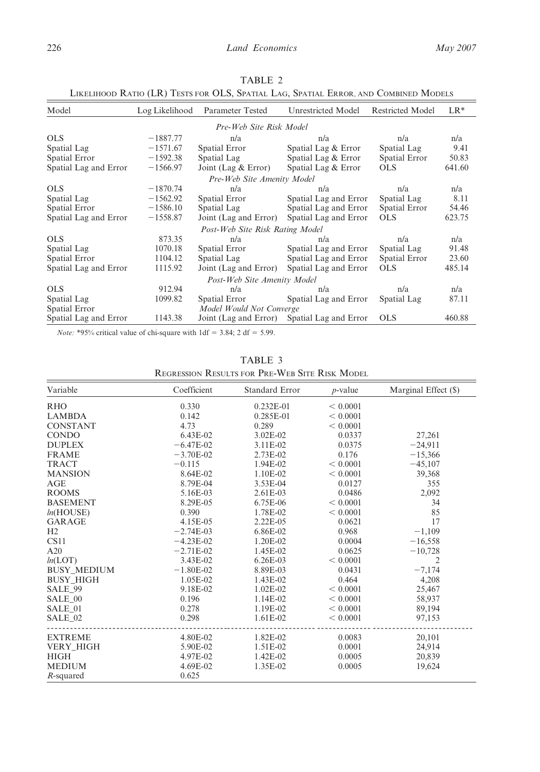TABLE 2

Likelihood Ratio (LR) Tests for OLS, Spatial Lag, Spatial Error, and Combined Models

| Model | Log Likelihood | Parameter Tested | Unrestricted Model | Restricted Model | LR* |
|---|---|---|---|---|---|
| *Pre-Web Site Risk Model* | | | | | |
| OLS | −1887.77 | n/a | n/a | n/a | n/a |
| Spatial Lag | −1571.67 | Spatial Error | Spatial Lag & Error | Spatial Lag | 9.41 |
| Spatial Error | −1592.38 | Spatial Lag | Spatial Lag & Error | Spatial Error | 50.83 |
| Spatial Lag and Error | −1566.97 | Joint (Lag & Error) | Spatial Lag & Error | OLS | 641.60 |
| *Pre-Web Site Amenity Model* | | | | | |
| OLS | −1870.74 | n/a | n/a | n/a | n/a |
| Spatial Lag | −1562.92 | Spatial Error | Spatial Lag and Error | Spatial Lag | 8.11 |
| Spatial Error | −1586.10 | Spatial Lag | Spatial Lag and Error | Spatial Error | 54.46 |
| Spatial Lag and Error | −1558.87 | Joint (Lag and Error) | Spatial Lag and Error | OLS | 623.75 |
| *Post-Web Site Risk Rating Model* | | | | | |
| OLS | 873.35 | n/a | n/a | n/a | n/a |
| Spatial Lag | 1070.18 | Spatial Error | Spatial Lag and Error | Spatial Lag | 91.48 |
| Spatial Error | 1104.12 | Spatial Lag | Spatial Lag and Error | Spatial Error | 23.60 |
| Spatial Lag and Error | 1115.92 | Joint (Lag and Error) | Spatial Lag and Error | OLS | 485.14 |
| *Post-Web Site Amenity Model* | | | | | |
| OLS | 912.94 | n/a | n/a | n/a | n/a |
| Spatial Lag | 1099.82 | Spatial Error | Spatial Lag and Error | Spatial Lag | 87.11 |
| Spatial Error | | *Model Would Not Converge* | | | |
| Spatial Lag and Error | 1143.38 | Joint (Lag and Error) | Spatial Lag and Error | OLS | 460.88 |

*Note:* *95% critical value of chi-square with 1df = 3.84; 2 df = 5.99.

TABLE 3

Regression Results for Pre-Web Site Risk Model

| Variable | Coefficient | Standard Error | $p$-value | Marginal Effect ($) |
|---|---|---|---|---|
| RHO | 0.330 | 0.232E-01 | < 0.0001 | |
| LAMBDA | 0.142 | 0.285E-01 | < 0.0001 | |
| CONSTANT | 4.73 | 0.289 | < 0.0001 | |
| CONDO | 6.43E-02 | 3.02E-02 | 0.0337 | 27,261 |
| DUPLEX | −6.47E-02 | 3.11E-02 | 0.0375 | −24,911 |
| FRAME | −3.70E-02 | 2.73E-02 | 0.176 | −15,366 |
| TRACT | −0.115 | 1.94E-02 | < 0.0001 | −45,107 |
| MANSION | 8.64E-02 | 1.10E-02 | < 0.0001 | 39,368 |
| AGE | 8.79E-04 | 3.53E-04 | 0.0127 | 355 |
| ROOMS | 5.16E-03 | 2.61E-03 | 0.0486 | 2,092 |
| BASEMENT | 8.29E-05 | 6.75E-06 | < 0.0001 | 34 |
| *ln*(HOUSE) | 0.390 | 1.78E-02 | < 0.0001 | 85 |
| GARAGE | 4.15E-05 | 2.22E-05 | 0.0621 | 17 |
| H2 | −2.74E-03 | 6.86E-02 | 0.968 | −1,109 |
| CS11 | −4.23E-02 | 1.20E-02 | 0.0004 | −16,558 |
| A20 | −2.71E-02 | 1.45E-02 | 0.0625 | −10,728 |
| *ln*(LOT) | 3.43E-02 | 6.26E-03 | < 0.0001 | 2 |
| BUSY_MEDIUM | −1.80E-02 | 8.89E-03 | 0.0431 | −7,174 |
| BUSY_HIGH | 1.05E-02 | 1.43E-02 | 0.464 | 4,208 |
| SALE_99 | 9.18E-02 | 1.02E-02 | < 0.0001 | 25,467 |
| SALE_00 | 0.196 | 1.14E-02 | < 0.0001 | 58,937 |
| SALE_01 | 0.278 | 1.19E-02 | < 0.0001 | 89,194 |
| SALE_02 | 0.298 | 1.61E-02 | < 0.0001 | 97,153 |
| EXTREME | 4.80E-02 | 1.82E-02 | 0.0083 | 20,101 |
| VERY_HIGH | 5.90E-02 | 1.51E-02 | 0.0001 | 24,914 |
| HIGH | 4.97E-02 | 1.42E-02 | 0.0005 | 20,839 |
| MEDIUM | 4.69E-02 | 1.35E-02 | 0.0005 | 19,624 |
| $R$-squared | 0.625 | | | |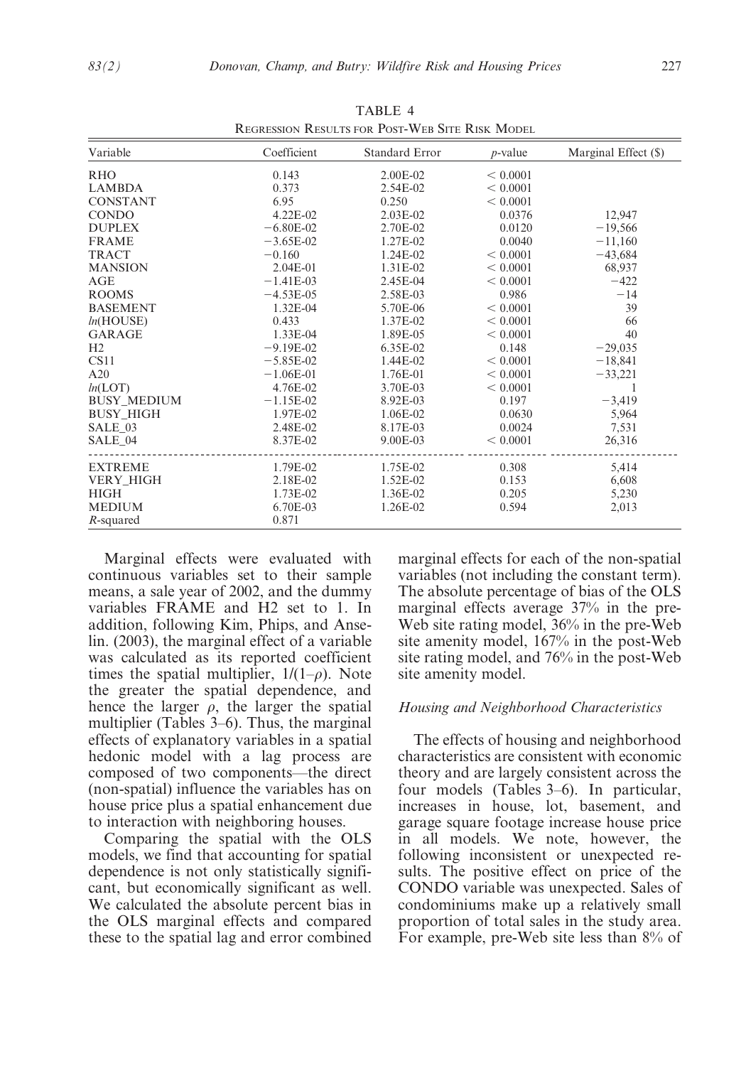TABLE 4
REGRESSION RESULTS FOR POST-WEB SITE RISK MODEL

| Variable | Coefficient | Standard Error | $p$-value | Marginal Effect ($) |
|---|---|---|---|---|
| RHO | 0.143 | 2.00E-02 | < 0.0001 | |
| LAMBDA | 0.373 | 2.54E-02 | < 0.0001 | |
| CONSTANT | 6.95 | 0.250 | < 0.0001 | |
| CONDO | 4.22E-02 | 2.03E-02 | 0.0376 | 12,947 |
| DUPLEX | −6.80E-02 | 2.70E-02 | 0.0120 | −19,566 |
| FRAME | −3.65E-02 | 1.27E-02 | 0.0040 | −11,160 |
| TRACT | −0.160 | 1.24E-02 | < 0.0001 | −43,684 |
| MANSION | 2.04E-01 | 1.31E-02 | < 0.0001 | 68,937 |
| AGE | −1.41E-03 | 2.45E-04 | < 0.0001 | −422 |
| ROOMS | −4.53E-05 | 2.58E-03 | 0.986 | −14 |
| BASEMENT | 1.32E-04 | 5.70E-06 | < 0.0001 | 39 |
| $ln$(HOUSE) | 0.433 | 1.37E-02 | < 0.0001 | 66 |
| GARAGE | 1.33E-04 | 1.89E-05 | < 0.0001 | 40 |
| H2 | −9.19E-02 | 6.35E-02 | 0.148 | −29,035 |
| CS11 | −5.85E-02 | 1.44E-02 | < 0.0001 | −18,841 |
| A20 | −1.06E-01 | 1.76E-01 | < 0.0001 | −33,221 |
| $ln$(LOT) | 4.76E-02 | 3.70E-03 | < 0.0001 | 1 |
| BUSY_MEDIUM | −1.15E-02 | 8.92E-03 | 0.197 | −3,419 |
| BUSY_HIGH | 1.97E-02 | 1.06E-02 | 0.0630 | 5,964 |
| SALE_03 | 2.48E-02 | 8.17E-03 | 0.0024 | 7,531 |
| SALE_04 | 8.37E-02 | 9.00E-03 | < 0.0001 | 26,316 |
| EXTREME | 1.79E-02 | 1.75E-02 | 0.308 | 5,414 |
| VERY_HIGH | 2.18E-02 | 1.52E-02 | 0.153 | 6,608 |
| HIGH | 1.73E-02 | 1.36E-02 | 0.205 | 5,230 |
| MEDIUM | 6.70E-03 | 1.26E-02 | 0.594 | 2,013 |
| $R$-squared | 0.871 | | | |

Marginal effects were evaluated with continuous variables set to their sample means, a sale year of 2002, and the dummy variables FRAME and H2 set to 1. In addition, following Kim, Phips, and Anselin. (2003), the marginal effect of a variable was calculated as its reported coefficient times the spatial multiplier, $1/(1-\rho)$. Note the greater the spatial dependence, and hence the larger $\rho$, the larger the spatial multiplier (Tables 3–6). Thus, the marginal effects of explanatory variables in a spatial hedonic model with a lag process are composed of two components—the direct (non-spatial) influence the variables has on house price plus a spatial enhancement due to interaction with neighboring houses.

Comparing the spatial with the OLS models, we find that accounting for spatial dependence is not only statistically significant, but economically significant as well. We calculated the absolute percent bias in the OLS marginal effects and compared these to the spatial lag and error combined marginal effects for each of the non-spatial variables (not including the constant term). The absolute percentage of bias of the OLS marginal effects average 37% in the pre-Web site rating model, 36% in the pre-Web site amenity model, 167% in the post-Web site rating model, and 76% in the post-Web site amenity model.

### *Housing and Neighborhood Characteristics*

The effects of housing and neighborhood characteristics are consistent with economic theory and are largely consistent across the four models (Tables 3–6). In particular, increases in house, lot, basement, and garage square footage increase house price in all models. We note, however, the following inconsistent or unexpected results. The positive effect on price of the CONDO variable was unexpected. Sales of condominiums make up a relatively small proportion of total sales in the study area. For example, pre-Web site less than 8% of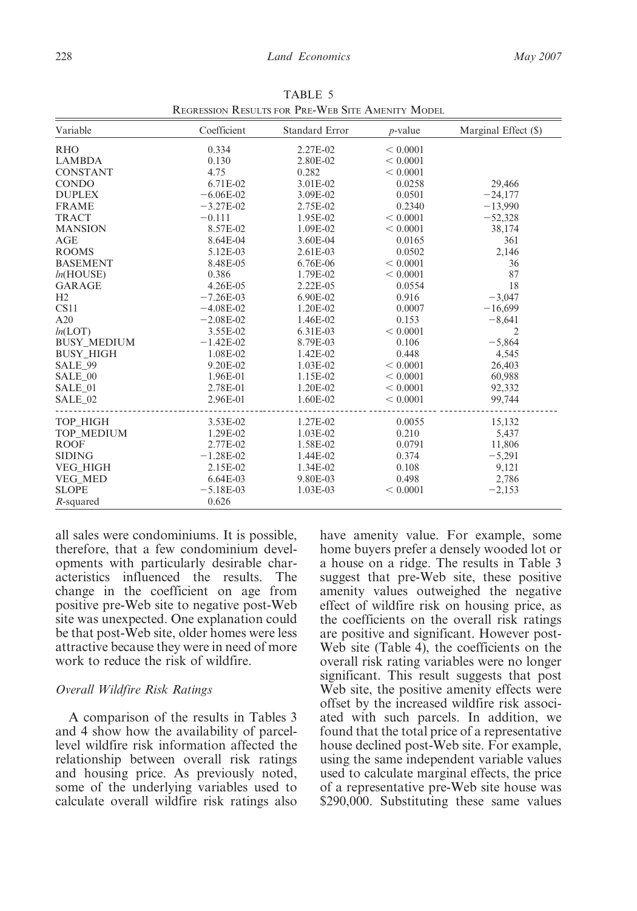TABLE 5
Regression Results for Pre-Web Site Amenity Model

| Variable | Coefficient | Standard Error | $p$-value | Marginal Effect ($) |
|---|---|---|---|---|
| RHO | 0.334 | 2.27E-02 | < 0.0001 | |
| LAMBDA | 0.130 | 2.80E-02 | < 0.0001 | |
| CONSTANT | 4.75 | 0.282 | < 0.0001 | |
| CONDO | 6.71E-02 | 3.01E-02 | 0.0258 | 29,466 |
| DUPLEX | −6.06E-02 | 3.09E-02 | 0.0501 | −24,177 |
| FRAME | −3.27E-02 | 2.75E-02 | 0.2340 | −13,990 |
| TRACT | −0.111 | 1.95E-02 | < 0.0001 | −52,328 |
| MANSION | 8.57E-02 | 1.09E-02 | < 0.0001 | 38,174 |
| AGE | 8.64E-04 | 3.60E-04 | 0.0165 | 361 |
| ROOMS | 5.12E-03 | 2.61E-03 | 0.0502 | 2,146 |
| BASEMENT | 8.48E-05 | 6.76E-06 | < 0.0001 | 36 |
| *ln*(HOUSE) | 0.386 | 1.79E-02 | < 0.0001 | 87 |
| GARAGE | 4.26E-05 | 2.22E-05 | 0.0554 | 18 |
| H2 | −7.26E-03 | 6.90E-02 | 0.916 | −3,047 |
| CS11 | −4.08E-02 | 1.20E-02 | 0.0007 | −16,699 |
| A20 | −2.08E-02 | 1.46E-02 | 0.153 | −8,641 |
| *ln*(LOT) | 3.55E-02 | 6.31E-03 | < 0.0001 | 2 |
| BUSY_MEDIUM | −1.42E-02 | 8.79E-03 | 0.106 | −5,864 |
| BUSY_HIGH | 1.08E-02 | 1.42E-02 | 0.448 | 4,545 |
| SALE_99 | 9.20E-02 | 1.03E-02 | < 0.0001 | 26,403 |
| SALE_00 | 1.96E-01 | 1.15E-02 | < 0.0001 | 60,988 |
| SALE_01 | 2.78E-01 | 1.20E-02 | < 0.0001 | 92,332 |
| SALE_02 | 2.96E-01 | 1.60E-02 | < 0.0001 | 99,744 |
| TOP_HIGH | 3.53E-02 | 1.27E-02 | 0.0055 | 15,132 |
| TOP_MEDIUM | 1.29E-02 | 1.03E-02 | 0.210 | 5,437 |
| ROOF | 2.77E-02 | 1.58E-02 | 0.0791 | 11,806 |
| SIDING | −1.28E-02 | 1.44E-02 | 0.374 | −5,291 |
| VEG_HIGH | 2.15E-02 | 1.34E-02 | 0.108 | 9,121 |
| VEG_MED | 6.64E-03 | 9.80E-03 | 0.498 | 2,786 |
| SLOPE | −5.18E-03 | 1.03E-03 | < 0.0001 | −2,153 |
| $R$-squared | 0.626 | | | |

all sales were condominiums. It is possible, therefore, that a few condominium developments with particularly desirable characteristics influenced the results. The change in the coefficient on age from positive pre-Web site to negative post-Web site was unexpected. One explanation could be that post-Web site, older homes were less attractive because they were in need of more work to reduce the risk of wildfire.

### *Overall Wildfire Risk Ratings*

A comparison of the results in Tables 3 and 4 show how the availability of parcel-level wildfire risk information affected the relationship between overall risk ratings and housing price. As previously noted, some of the underlying variables used to calculate overall wildfire risk ratings also have amenity value. For example, some home buyers prefer a densely wooded lot or a house on a ridge. The results in Table 3 suggest that pre-Web site, these positive amenity values outweighed the negative effect of wildfire risk on housing price, as the coefficients on the overall risk ratings are positive and significant. However post-Web site (Table 4), the coefficients on the overall risk rating variables were no longer significant. This result suggests that post Web site, the positive amenity effects were offset by the increased wildfire risk associated with such parcels. In addition, we found that the total price of a representative house declined post-Web site. For example, using the same independent variable values used to calculate marginal effects, the price of a representative pre-Web site house was $290,000. Substituting these same values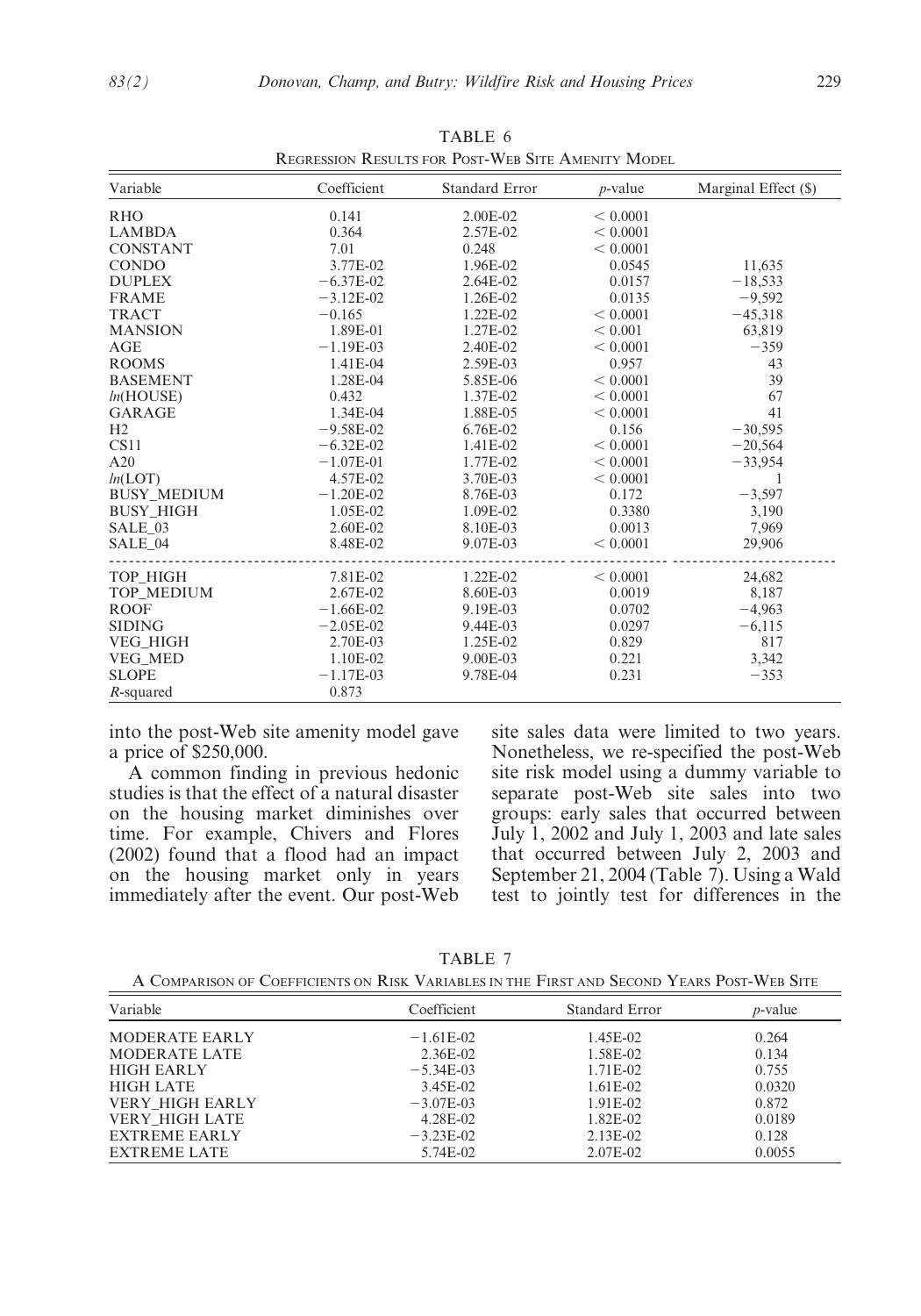TABLE 6
REGRESSION RESULTS FOR POST-WEB SITE AMENITY MODEL

| Variable | Coefficient | Standard Error | *p*-value | Marginal Effect ($) |
|---|---|---|---|---|
| RHO | 0.141 | 2.00E-02 | < 0.0001 | |
| LAMBDA | 0.364 | 2.57E-02 | < 0.0001 | |
| CONSTANT | 7.01 | 0.248 | < 0.0001 | |
| CONDO | 3.77E-02 | 1.96E-02 | 0.0545 | 11,635 |
| DUPLEX | −6.37E-02 | 2.64E-02 | 0.0157 | −18,533 |
| FRAME | −3.12E-02 | 1.26E-02 | 0.0135 | −9,592 |
| TRACT | −0.165 | 1.22E-02 | < 0.0001 | −45,318 |
| MANSION | 1.89E-01 | 1.27E-02 | < 0.001 | 63,819 |
| AGE | −1.19E-03 | 2.40E-02 | < 0.0001 | −359 |
| ROOMS | 1.41E-04 | 2.59E-03 | 0.957 | 43 |
| BASEMENT | 1.28E-04 | 5.85E-06 | < 0.0001 | 39 |
| *ln*(HOUSE) | 0.432 | 1.37E-02 | < 0.0001 | 67 |
| GARAGE | 1.34E-04 | 1.88E-05 | < 0.0001 | 41 |
| H2 | −9.58E-02 | 6.76E-02 | 0.156 | −30,595 |
| CS11 | −6.32E-02 | 1.41E-02 | < 0.0001 | −20,564 |
| A20 | −1.07E-01 | 1.77E-02 | < 0.0001 | −33,954 |
| *ln*(LOT) | 4.57E-02 | 3.70E-03 | < 0.0001 | 1 |
| BUSY_MEDIUM | −1.20E-02 | 8.76E-03 | 0.172 | −3,597 |
| BUSY_HIGH | 1.05E-02 | 1.09E-02 | 0.3380 | 3,190 |
| SALE_03 | 2.60E-02 | 8.10E-03 | 0.0013 | 7,969 |
| SALE_04 | 8.48E-02 | 9.07E-03 | < 0.0001 | 29,906 |
| TOP_HIGH | 7.81E-02 | 1.22E-02 | < 0.0001 | 24,682 |
| TOP_MEDIUM | 2.67E-02 | 8.60E-03 | 0.0019 | 8,187 |
| ROOF | −1.66E-02 | 9.19E-03 | 0.0702 | −4,963 |
| SIDING | −2.05E-02 | 9.44E-03 | 0.0297 | −6,115 |
| VEG_HIGH | 2.70E-03 | 1.25E-02 | 0.829 | 817 |
| VEG_MED | 1.10E-02 | 9.00E-03 | 0.221 | 3,342 |
| SLOPE | −1.17E-03 | 9.78E-04 | 0.231 | −353 |
| *R*-squared | 0.873 | | | |

into the post-Web site amenity model gave a price of $250,000.

A common finding in previous hedonic studies is that the effect of a natural disaster on the housing market diminishes over time. For example, Chivers and Flores (2002) found that a flood had an impact on the housing market only in years immediately after the event. Our post-Web site sales data were limited to two years. Nonetheless, we re-specified the post-Web site risk model using a dummy variable to separate post-Web site sales into two groups: early sales that occurred between July 1, 2002 and July 1, 2003 and late sales that occurred between July 2, 2003 and September 21, 2004 (Table 7). Using a Wald test to jointly test for differences in the

TABLE 7
A COMPARISON OF COEFFICIENTS ON RISK VARIABLES IN THE FIRST AND SECOND YEARS POST-WEB SITE

| Variable | Coefficient | Standard Error | *p*-value |
|---|---|---|---|
| MODERATE EARLY | −1.61E-02 | 1.45E-02 | 0.264 |
| MODERATE LATE | 2.36E-02 | 1.58E-02 | 0.134 |
| HIGH EARLY | −5.34E-03 | 1.71E-02 | 0.755 |
| HIGH LATE | 3.45E-02 | 1.61E-02 | 0.0320 |
| VERY_HIGH EARLY | −3.07E-03 | 1.91E-02 | 0.872 |
| VERY_HIGH LATE | 4.28E-02 | 1.82E-02 | 0.0189 |
| EXTREME EARLY | −3.23E-02 | 2.13E-02 | 0.128 |
| EXTREME LATE | 5.74E-02 | 2.07E-02 | 0.0055 |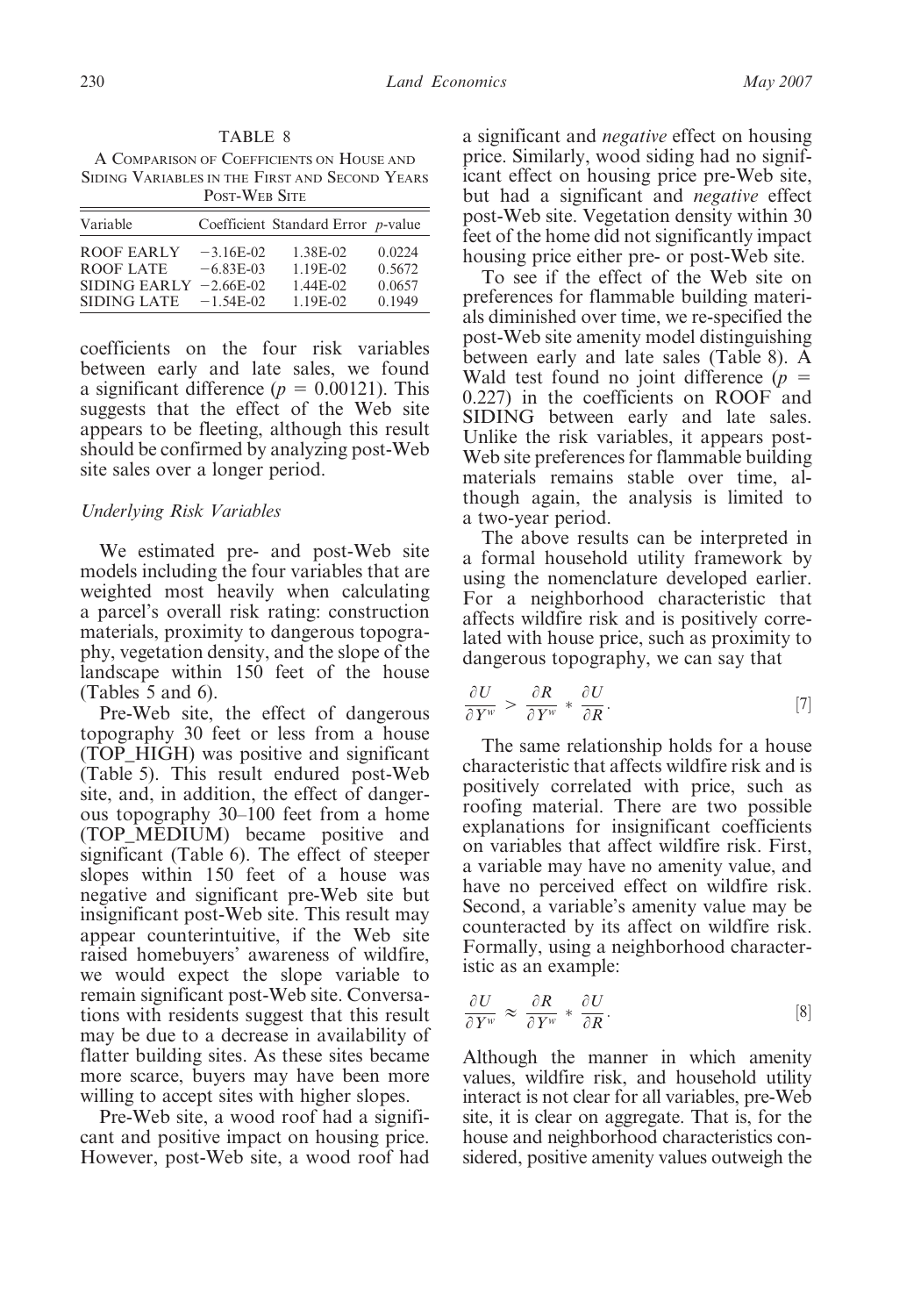TABLE 8

A Comparison of Coefficients on House and Siding Variables in the First and Second Years Post-Web Site

| Variable | Coefficient | Standard Error | $p$-value |
|---|---|---|---|
| ROOF EARLY | −3.16E-02 | 1.38E-02 | 0.0224 |
| ROOF LATE | −6.83E-03 | 1.19E-02 | 0.5672 |
| SIDING EARLY | −2.66E-02 | 1.44E-02 | 0.0657 |
| SIDING LATE | −1.54E-02 | 1.19E-02 | 0.1949 |

coefficients on the four risk variables between early and late sales, we found a significant difference ($p = 0.00121$). This suggests that the effect of the Web site appears to be fleeting, although this result should be confirmed by analyzing post-Web site sales over a longer period.

### *Underlying Risk Variables*

We estimated pre- and post-Web site models including the four variables that are weighted most heavily when calculating a parcel's overall risk rating: construction materials, proximity to dangerous topography, vegetation density, and the slope of the landscape within 150 feet of the house (Tables 5 and 6).

Pre-Web site, the effect of dangerous topography 30 feet or less from a house (TOP_HIGH) was positive and significant (Table 5). This result endured post-Web site, and, in addition, the effect of dangerous topography 30–100 feet from a home (TOP_MEDIUM) became positive and significant (Table 6). The effect of steeper slopes within 150 feet of a house was negative and significant pre-Web site but insignificant post-Web site. This result may appear counterintuitive, if the Web site raised homebuyers' awareness of wildfire, we would expect the slope variable to remain significant post-Web site. Conversations with residents suggest that this result may be due to a decrease in availability of flatter building sites. As these sites became more scarce, buyers may have been more willing to accept sites with higher slopes.

Pre-Web site, a wood roof had a significant and positive impact on housing price. However, post-Web site, a wood roof had a significant and *negative* effect on housing price. Similarly, wood siding had no significant effect on housing price pre-Web site, but had a significant and *negative* effect post-Web site. Vegetation density within 30 feet of the home did not significantly impact housing price either pre- or post-Web site.

To see if the effect of the Web site on preferences for flammable building materials diminished over time, we re-specified the post-Web site amenity model distinguishing between early and late sales (Table 8). A Wald test found no joint difference ($p = 0.227$) in the coefficients on ROOF and SIDING between early and late sales. Unlike the risk variables, it appears post-Web site preferences for flammable building materials remains stable over time, although again, the analysis is limited to a two-year period.

The above results can be interpreted in a formal household utility framework by using the nomenclature developed earlier. For a neighborhood characteristic that affects wildfire risk and is positively correlated with house price, such as proximity to dangerous topography, we can say that

$$\frac{\partial U}{\partial Y^w} > \frac{\partial R}{\partial Y^w} * \frac{\partial U}{\partial R}. \quad [7]$$

The same relationship holds for a house characteristic that affects wildfire risk and is positively correlated with price, such as roofing material. There are two possible explanations for insignificant coefficients on variables that affect wildfire risk. First, a variable may have no amenity value, and have no perceived effect on wildfire risk. Second, a variable's amenity value may be counteracted by its affect on wildfire risk. Formally, using a neighborhood characteristic as an example:

$$\frac{\partial U}{\partial Y^w} \approx \frac{\partial R}{\partial Y^w} * \frac{\partial U}{\partial R}. \quad [8]$$

Although the manner in which amenity values, wildfire risk, and household utility interact is not clear for all variables, pre-Web site, it is clear on aggregate. That is, for the house and neighborhood characteristics considered, positive amenity values outweigh the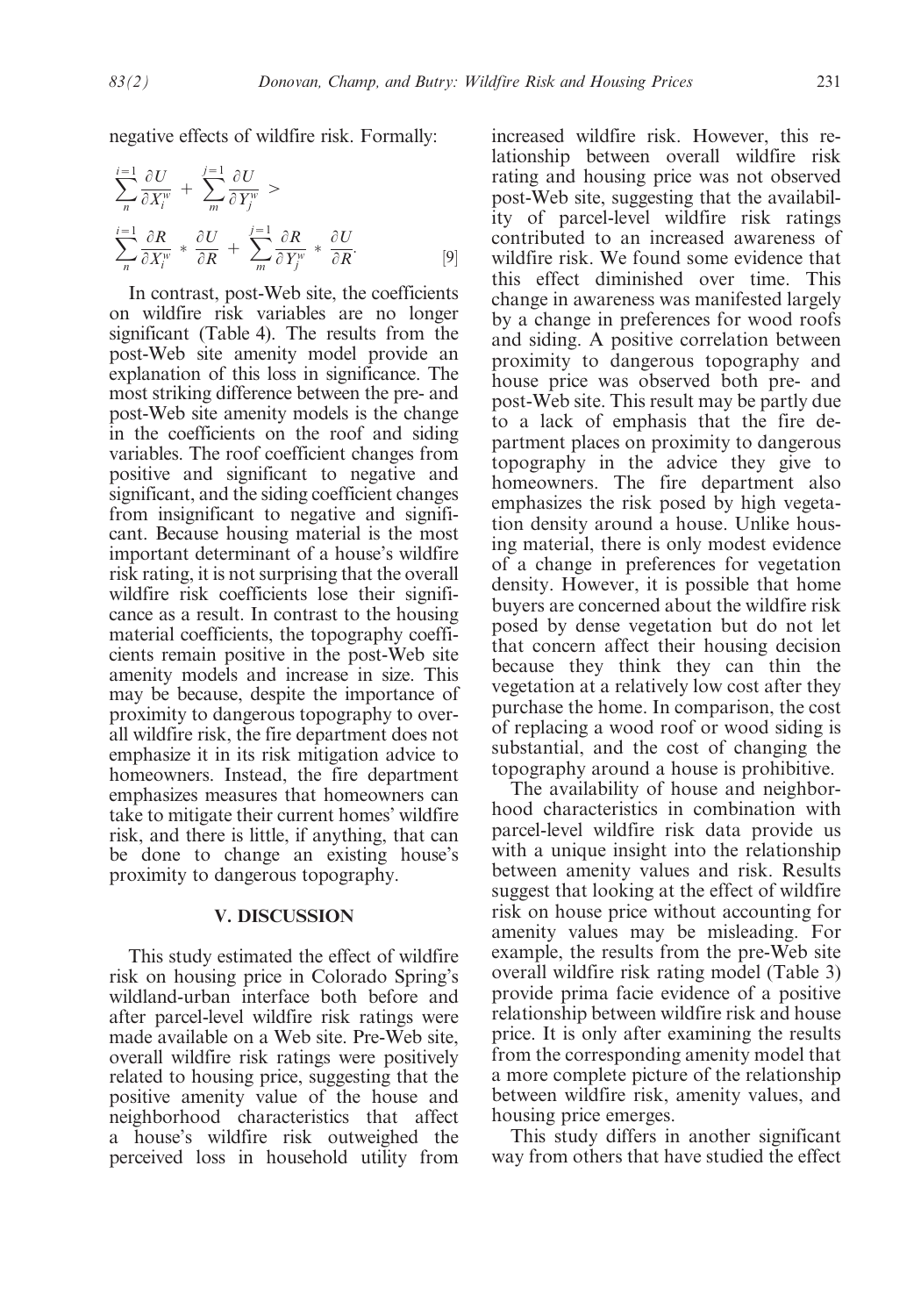negative effects of wildfire risk. Formally:

$$\sum_{n}^{i=1} \frac{\partial U}{\partial X_i^w} + \sum_{m}^{j=1} \frac{\partial U}{\partial Y_j^w} > \sum_{n}^{i=1} \frac{\partial R}{\partial X_i^w} * \frac{\partial U}{\partial R} + \sum_{m}^{j=1} \frac{\partial R}{\partial Y_j^w} * \frac{\partial U}{\partial R}. \quad [9]$$

In contrast, post-Web site, the coefficients on wildfire risk variables are no longer significant (Table 4). The results from the post-Web site amenity model provide an explanation of this loss in significance. The most striking difference between the pre- and post-Web site amenity models is the change in the coefficients on the roof and siding variables. The roof coefficient changes from positive and significant to negative and significant, and the siding coefficient changes from insignificant to negative and significant. Because housing material is the most important determinant of a house's wildfire risk rating, it is not surprising that the overall wildfire risk coefficients lose their significance as a result. In contrast to the housing material coefficients, the topography coefficients remain positive in the post-Web site amenity models and increase in size. This may be because, despite the importance of proximity to dangerous topography to overall wildfire risk, the fire department does not emphasize it in its risk mitigation advice to homeowners. Instead, the fire department emphasizes measures that homeowners can take to mitigate their current homes' wildfire risk, and there is little, if anything, that can be done to change an existing house's proximity to dangerous topography.

## V. DISCUSSION

This study estimated the effect of wildfire risk on housing price in Colorado Spring's wildland-urban interface both before and after parcel-level wildfire risk ratings were made available on a Web site. Pre-Web site, overall wildfire risk ratings were positively related to housing price, suggesting that the positive amenity value of the house and neighborhood characteristics that affect a house's wildfire risk outweighed the perceived loss in household utility from increased wildfire risk. However, this relationship between overall wildfire risk rating and housing price was not observed post-Web site, suggesting that the availability of parcel-level wildfire risk ratings contributed to an increased awareness of wildfire risk. We found some evidence that this effect diminished over time. This change in awareness was manifested largely by a change in preferences for wood roofs and siding. A positive correlation between proximity to dangerous topography and house price was observed both pre- and post-Web site. This result may be partly due to a lack of emphasis that the fire department places on proximity to dangerous topography in the advice they give to homeowners. The fire department also emphasizes the risk posed by high vegetation density around a house. Unlike housing material, there is only modest evidence of a change in preferences for vegetation density. However, it is possible that home buyers are concerned about the wildfire risk posed by dense vegetation but do not let that concern affect their housing decision because they think they can thin the vegetation at a relatively low cost after they purchase the home. In comparison, the cost of replacing a wood roof or wood siding is substantial, and the cost of changing the topography around a house is prohibitive.

The availability of house and neighborhood characteristics in combination with parcel-level wildfire risk data provide us with a unique insight into the relationship between amenity values and risk. Results suggest that looking at the effect of wildfire risk on house price without accounting for amenity values may be misleading. For example, the results from the pre-Web site overall wildfire risk rating model (Table 3) provide prima facie evidence of a positive relationship between wildfire risk and house price. It is only after examining the results from the corresponding amenity model that a more complete picture of the relationship between wildfire risk, amenity values, and housing price emerges.

This study differs in another significant way from others that have studied the effect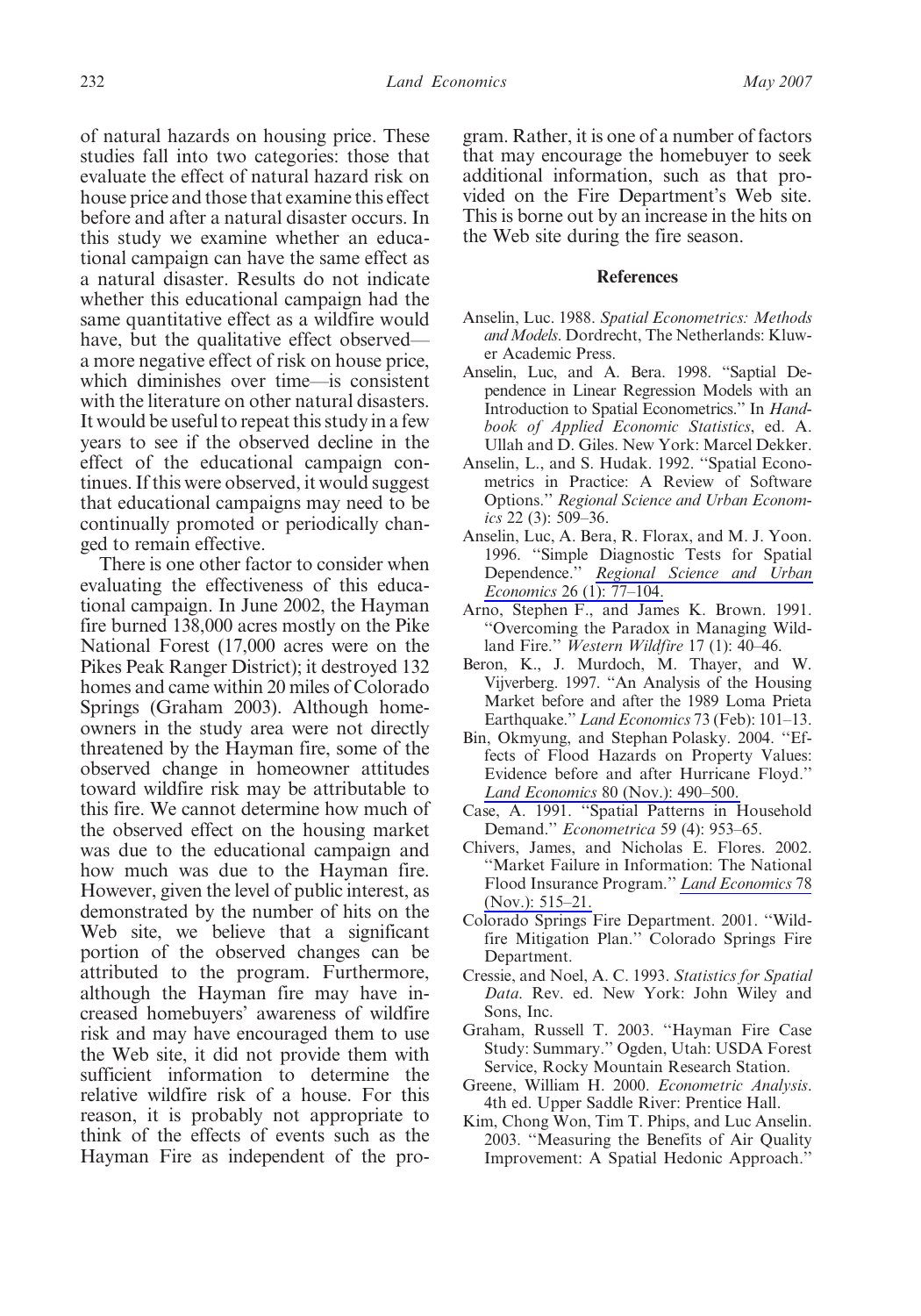of natural hazards on housing price. These studies fall into two categories: those that evaluate the effect of natural hazard risk on house price and those that examine this effect before and after a natural disaster occurs. In this study we examine whether an educational campaign can have the same effect as a natural disaster. Results do not indicate whether this educational campaign had the same quantitative effect as a wildfire would have, but the qualitative effect observed—a more negative effect of risk on house price, which diminishes over time—is consistent with the literature on other natural disasters. It would be useful to repeat this study in a few years to see if the observed decline in the effect of the educational campaign continues. If this were observed, it would suggest that educational campaigns may need to be continually promoted or periodically changed to remain effective.

There is one other factor to consider when evaluating the effectiveness of this educational campaign. In June 2002, the Hayman fire burned 138,000 acres mostly on the Pike National Forest (17,000 acres were on the Pikes Peak Ranger District); it destroyed 132 homes and came within 20 miles of Colorado Springs (Graham 2003). Although homeowners in the study area were not directly threatened by the Hayman fire, some of the observed change in homeowner attitudes toward wildfire risk may be attributable to this fire. We cannot determine how much of the observed effect on the housing market was due to the educational campaign and how much was due to the Hayman fire. However, given the level of public interest, as demonstrated by the number of hits on the Web site, we believe that a significant portion of the observed changes can be attributed to the program. Furthermore, although the Hayman fire may have increased homebuyers' awareness of wildfire risk and may have encouraged them to use the Web site, it did not provide them with sufficient information to determine the relative wildfire risk of a house. For this reason, it is probably not appropriate to think of the effects of events such as the Hayman Fire as independent of the program. Rather, it is one of a number of factors that may encourage the homebuyer to seek additional information, such as that provided on the Fire Department's Web site. This is borne out by an increase in the hits on the Web site during the fire season.

## References

Anselin, Luc. 1988. *Spatial Econometrics: Methods and Models*. Dordrecht, The Netherlands: Kluwer Academic Press.

Anselin, Luc, and A. Bera. 1998. "Saptial Dependence in Linear Regression Models with an Introduction to Spatial Econometrics." In *Handbook of Applied Economic Statistics*, ed. A. Ullah and D. Giles. New York: Marcel Dekker.

Anselin, L., and S. Hudak. 1992. "Spatial Econometrics in Practice: A Review of Software Options." *Regional Science and Urban Economics* 22 (3): 509–36.

Anselin, Luc, A. Bera, R. Florax, and M. J. Yoon. 1996. "Simple Diagnostic Tests for Spatial Dependence." *Regional Science and Urban Economics* 26 (1): 77–104.

Arno, Stephen F., and James K. Brown. 1991. "Overcoming the Paradox in Managing Wildland Fire." *Western Wildfire* 17 (1): 40–46.

Beron, K., J. Murdoch, M. Thayer, and W. Vijverberg. 1997. "An Analysis of the Housing Market before and after the 1989 Loma Prieta Earthquake." *Land Economics* 73 (Feb): 101–13.

Bin, Okmyung, and Stephan Polasky. 2004. "Effects of Flood Hazards on Property Values: Evidence before and after Hurricane Floyd." *Land Economics* 80 (Nov.): 490–500.

Case, A. 1991. "Spatial Patterns in Household Demand." *Econometrica* 59 (4): 953–65.

Chivers, James, and Nicholas E. Flores. 2002. "Market Failure in Information: The National Flood Insurance Program." *Land Economics* 78 (Nov.): 515–21.

Colorado Springs Fire Department. 2001. "Wildfire Mitigation Plan." Colorado Springs Fire Department.

Cressie, and Noel, A. C. 1993. *Statistics for Spatial Data*. Rev. ed. New York: John Wiley and Sons, Inc.

Graham, Russell T. 2003. "Hayman Fire Case Study: Summary." Ogden, Utah: USDA Forest Service, Rocky Mountain Research Station.

Greene, William H. 2000. *Econometric Analysis*. 4th ed. Upper Saddle River: Prentice Hall.

Kim, Chong Won, Tim T. Phips, and Luc Anselin. 2003. "Measuring the Benefits of Air Quality Improvement: A Spatial Hedonic Approach."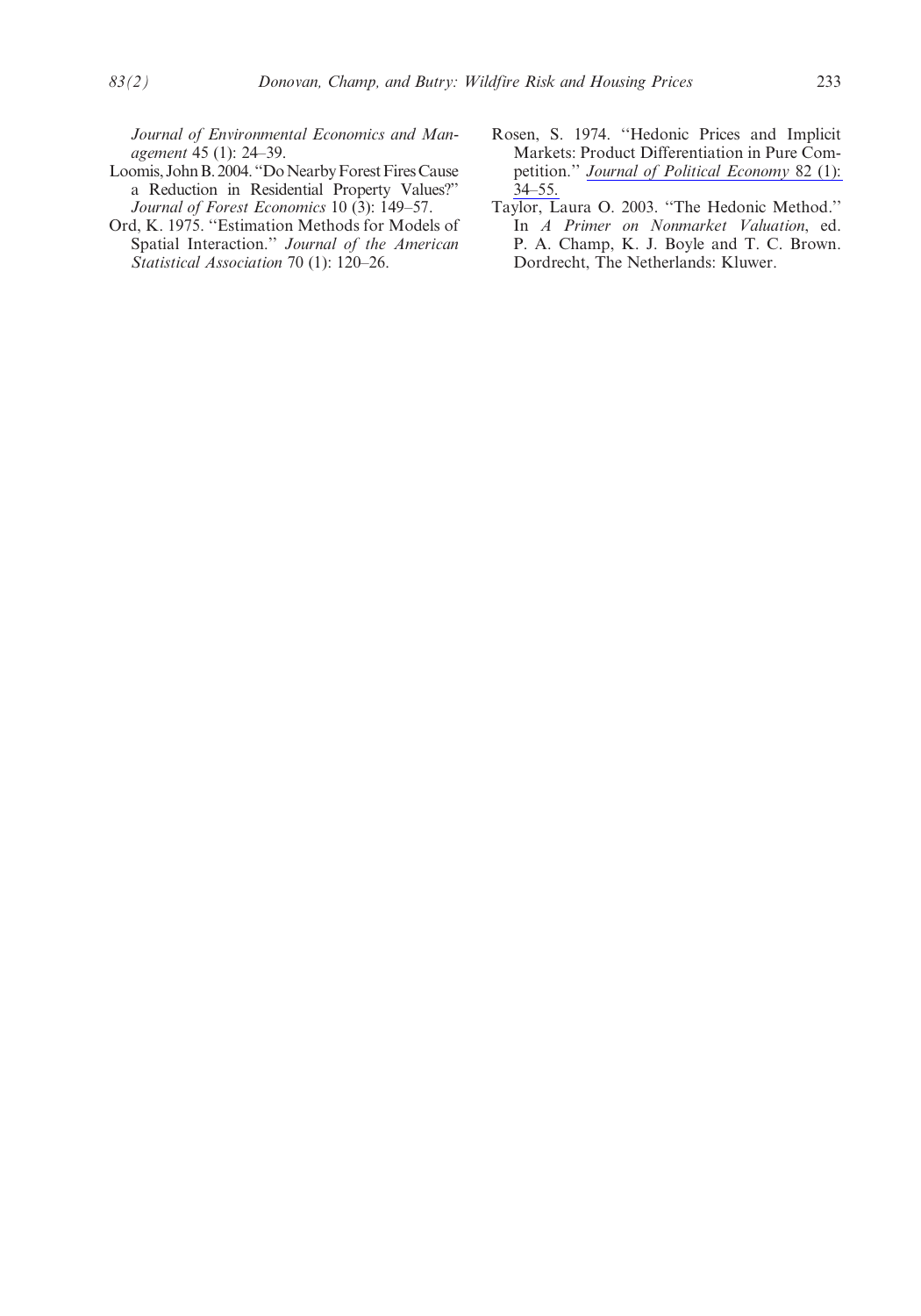*Journal of Environmental Economics and Management* 45 (1): 24–39.

Loomis, John B. 2004. ''Do Nearby Forest Fires Cause a Reduction in Residential Property Values?'' *Journal of Forest Economics* 10 (3): 149–57.

Ord, K. 1975. ''Estimation Methods for Models of Spatial Interaction.'' *Journal of the American Statistical Association* 70 (1): 120–26.

Rosen, S. 1974. ''Hedonic Prices and Implicit Markets: Product Differentiation in Pure Competition.'' *Journal of Political Economy* 82 (1): 34–55.

Taylor, Laura O. 2003. ''The Hedonic Method.'' In *A Primer on Nonmarket Valuation*, ed. P. A. Champ, K. J. Boyle and T. C. Brown. Dordrecht, The Netherlands: Kluwer.